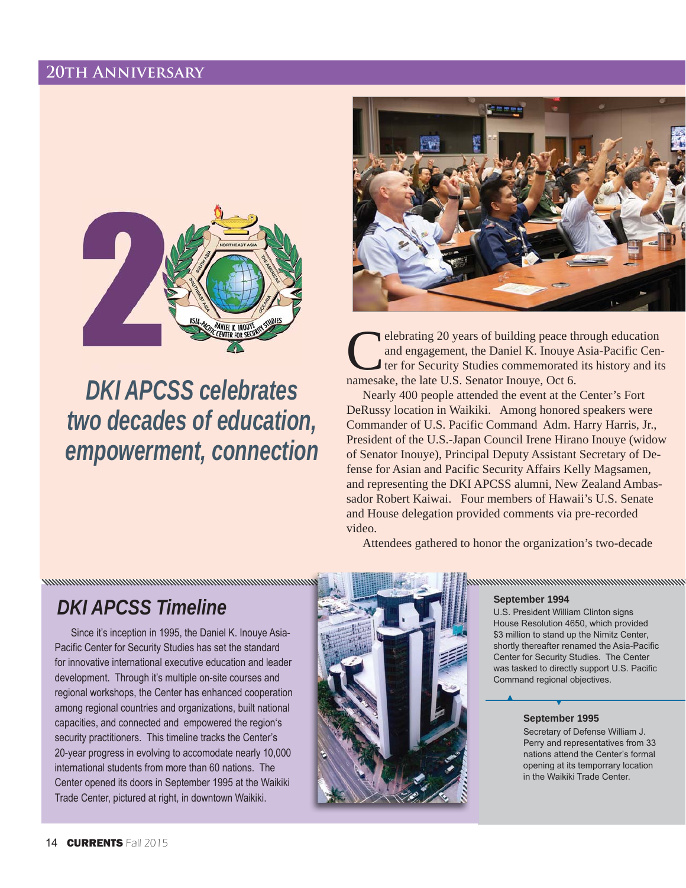# 20TH ANNIVERSARY

## DKI APCSS celebrates two decades of education, empowerment, connection

Celebrating 20 years of building peace through education and engagement, the Daniel K. Inouye Asia-Pacific Center for Security Studies commemorated its history and its namesake, the late U.S. Senator Inouye, Oct 6.

Nearly 400 people attended the event at the Center's Fort DeRussy location in Waikiki. Among honored speakers were Commander of U.S. Pacific Command Adm. Harry Harris, Jr., President of the U.S.-Japan Council Irene Hirano Inouye (widow of Senator Inouye), Principal Deputy Assistant Secretary of Defense for Asian and Pacific Security Affairs Kelly Magsamen, and representing the DKI APCSS alumni, New Zealand Ambassador Robert Kaiwai. Four members of Hawaii's U.S. Senate and House delegation provided comments via pre-recorded video.

Attendees gathered to honor the organization's two-decade

## DKI APCSS Timeline

Since it's inception in 1995, the Daniel K. Inouye Asia-Pacific Center for Security Studies has set the standard for innovative international executive education and leader development. Through it's multiple on-site courses and regional workshops, the Center has enhanced cooperation among regional countries and organizations, built national capacities, and connected and empowered the region's security practitioners. This timeline tracks the Center's 20-year progress in evolving to accomodate nearly 10,000 international students from more than 60 nations. The Center opened its doors in September 1995 at the Waikiki Trade Center, pictured at right, in downtown Waikiki.

**September 1994**

U.S. President William Clinton signs House Resolution 4650, which provided $3 million to stand up the Nimitz Center, shortly thereafter renamed the Asia-Pacific Center for Security Studies. The Center was tasked to directly support U.S. Pacific Command regional objectives.

**September 1995**

Secretary of Defense William J. Perry and representatives from 33 nations attend the Center's formal opening at its temporrary location in the Waikiki Trade Center.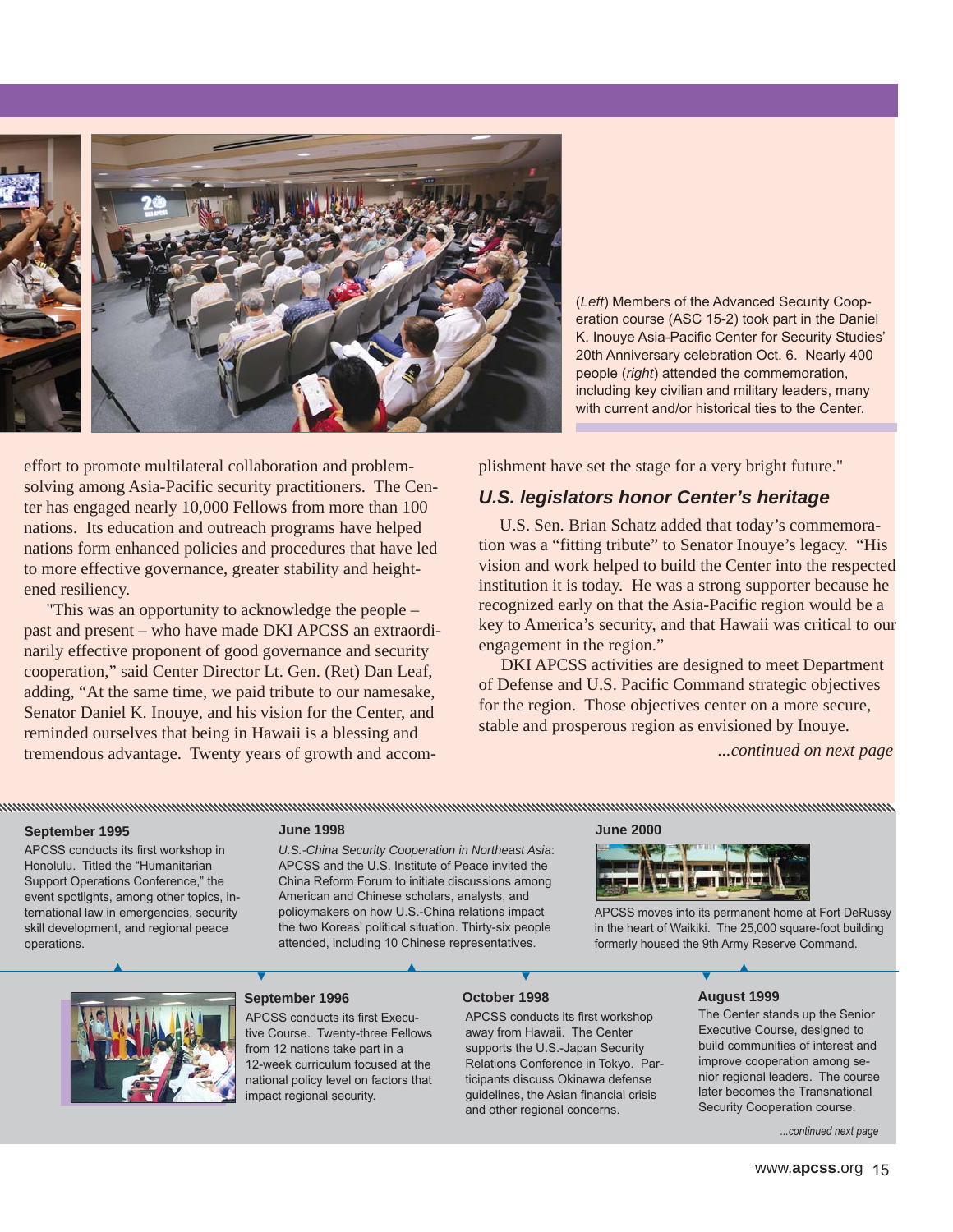(*Left*) Members of the Advanced Security Cooperation course (ASC 15-2) took part in the Daniel K. Inouye Asia-Pacific Center for Security Studies' 20th Anniversary celebration Oct. 6. Nearly 400 people (*right*) attended the commemoration, including key civilian and military leaders, many with current and/or historical ties to the Center.

effort to promote multilateral collaboration and problem-solving among Asia-Pacific security practitioners. The Center has engaged nearly 10,000 Fellows from more than 100 nations. Its education and outreach programs have helped nations form enhanced policies and procedures that have led to more effective governance, greater stability and heightened resiliency.

"This was an opportunity to acknowledge the people – past and present – who have made DKI APCSS an extraordinarily effective proponent of good governance and security cooperation," said Center Director Lt. Gen. (Ret) Dan Leaf, adding, "At the same time, we paid tribute to our namesake, Senator Daniel K. Inouye, and his vision for the Center, and reminded ourselves that being in Hawaii is a blessing and tremendous advantage. Twenty years of growth and accomplishment have set the stage for a very bright future."

## U.S. legislators honor Center's heritage

U.S. Sen. Brian Schatz added that today's commemoration was a "fitting tribute" to Senator Inouye's legacy. "His vision and work helped to build the Center into the respected institution it is today. He was a strong supporter because he recognized early on that the Asia-Pacific region would be a key to America's security, and that Hawaii was critical to our engagement in the region."

DKI APCSS activities are designed to meet Department of Defense and U.S. Pacific Command strategic objectives for the region. Those objectives center on a more secure, stable and prosperous region as envisioned by Inouye.

*...continued on next page*

**September 1995**
APCSS conducts its first workshop in Honolulu. Titled the "Humanitarian Support Operations Conference," the event spotlights, among other topics, international law in emergencies, security skill development, and regional peace operations.

**September 1996**
APCSS conducts its first Executive Course. Twenty-three Fellows from 12 nations take part in a 12-week curriculum focused at the national policy level on factors that impact regional security.

**June 1998**
*U.S.-China Security Cooperation in Northeast Asia*: APCSS and the U.S. Institute of Peace invited the China Reform Forum to initiate discussions among American and Chinese scholars, analysts, and policymakers on how U.S.-China relations impact the two Koreas' political situation. Thirty-six people attended, including 10 Chinese representatives.

**October 1998**
APCSS conducts its first workshop away from Hawaii. The Center supports the U.S.-Japan Security Relations Conference in Tokyo. Participants discuss Okinawa defense guidelines, the Asian financial crisis and other regional concerns.

**August 1999**
The Center stands up the Senior Executive Course, designed to build communities of interest and improve cooperation among senior regional leaders. The course later becomes the Transnational Security Cooperation course.

**June 2000**
APCSS moves into its permanent home at Fort DeRussy in the heart of Waikiki. The 25,000 square-foot building formerly housed the 9th Army Reserve Command.

*...continued next page*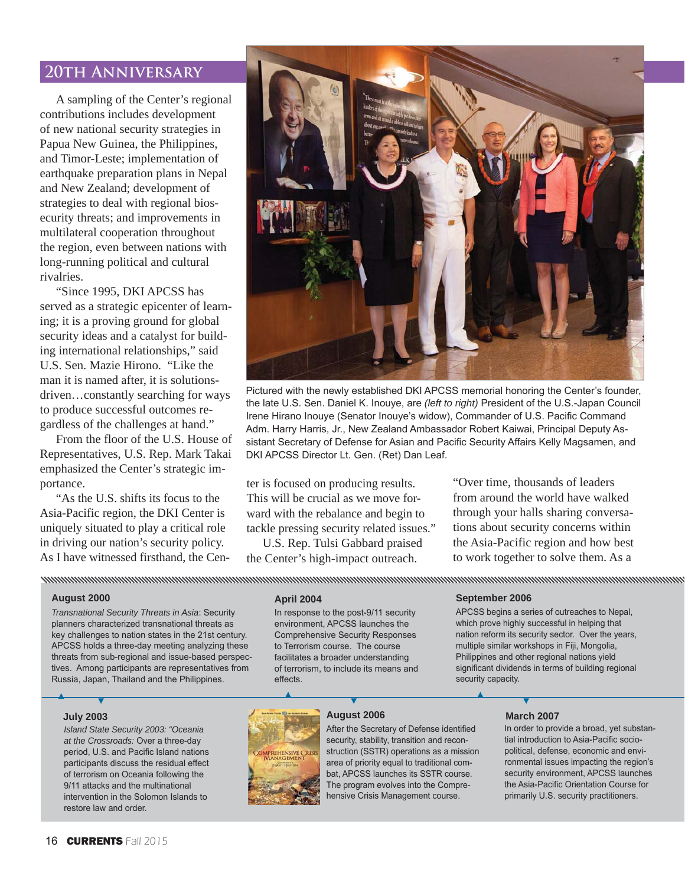## 20th Anniversary

A sampling of the Center's regional contributions includes development of new national security strategies in Papua New Guinea, the Philippines, and Timor-Leste; implementation of earthquake preparation plans in Nepal and New Zealand; development of strategies to deal with regional biosecurity threats; and improvements in multilateral cooperation throughout the region, even between nations with long-running political and cultural rivalries.

"Since 1995, DKI APCSS has served as a strategic epicenter of learning; it is a proving ground for global security ideas and a catalyst for building international relationships," said U.S. Sen. Mazie Hirono. "Like the man it is named after, it is solutions-driven…constantly searching for ways to produce successful outcomes regardless of the challenges at hand."

From the floor of the U.S. House of Representatives, U.S. Rep. Mark Takai emphasized the Center's strategic importance.

"As the U.S. shifts its focus to the Asia-Pacific region, the DKI Center is uniquely situated to play a critical role in driving our nation's security policy. As I have witnessed firsthand, the Center is focused on producing results. This will be crucial as we move forward with the rebalance and begin to tackle pressing security related issues."

U.S. Rep. Tulsi Gabbard praised the Center's high-impact outreach.

"Over time, thousands of leaders from around the world have walked through your halls sharing conversations about security concerns within the Asia-Pacific region and how best to work together to solve them. As a

Pictured with the newly established DKI APCSS memorial honoring the Center's founder, the late U.S. Sen. Daniel K. Inouye, are *(left to right)* President of the U.S.-Japan Council Irene Hirano Inouye (Senator Inouye's widow), Commander of U.S. Pacific Command Adm. Harry Harris, Jr., New Zealand Ambassador Robert Kaiwai, Principal Deputy Assistant Secretary of Defense for Asian and Pacific Security Affairs Kelly Magsamen, and DKI APCSS Director Lt. Gen. (Ret) Dan Leaf.

**August 2000**
*Transnational Security Threats in Asia*: Security planners characterized transnational threats as key challenges to nation states in the 21st century. APCSS holds a three-day meeting analyzing these threats from sub-regional and issue-based perspectives. Among participants are representatives from Russia, Japan, Thailand and the Philippines.

**July 2003**
*Island State Security 2003: "Oceania at the Crossroads:* Over a three-day period, U.S. and Pacific Island nations participants discuss the residual effect of terrorism on Oceania following the 9/11 attacks and the multinational intervention in the Solomon Islands to restore law and order.

**April 2004**
In response to the post-9/11 security environment, APCSS launches the Comprehensive Security Responses to Terrorism course. The course facilitates a broader understanding of terrorism, to include its means and effects.

**August 2006**
After the Secretary of Defense identified security, stability, transition and reconstruction (SSTR) operations as a mission area of priority equal to traditional combat, APCSS launches its SSTR course. The program evolves into the Comprehensive Crisis Management course.

**September 2006**
APCSS begins a series of outreaches to Nepal, which prove highly successful in helping that nation reform its security sector. Over the years, multiple similar workshops in Fiji, Mongolia, Philippines and other regional nations yield significant dividends in terms of building regional security capacity.

**March 2007**
In order to provide a broad, yet substantial introduction to Asia-Pacific socio-political, defense, economic and environmental issues impacting the region's security environment, APCSS launches the Asia-Pacific Orientation Course for primarily U.S. security practitioners.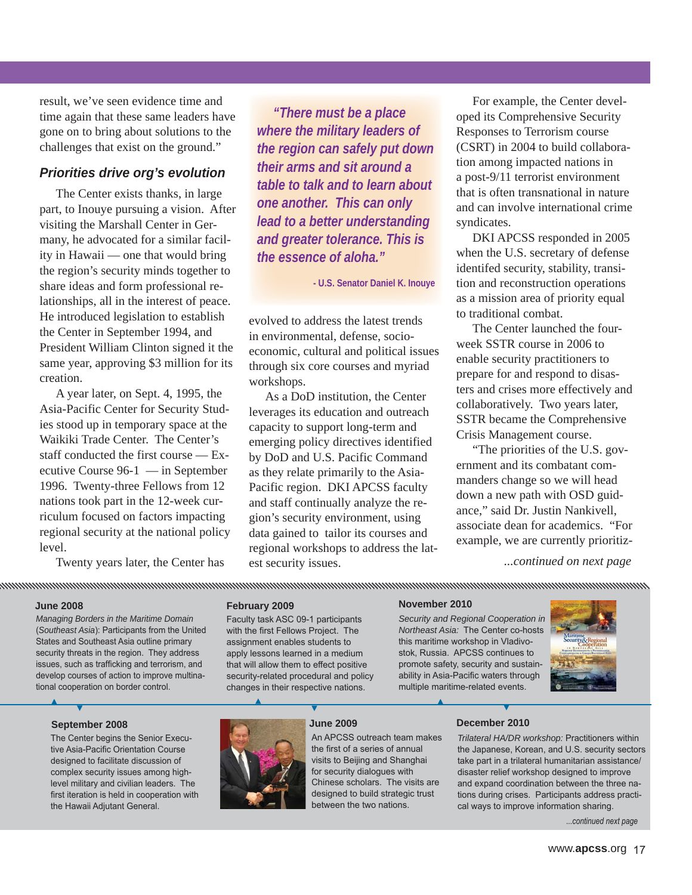result, we've seen evidence time and time again that these same leaders have gone on to bring about solutions to the challenges that exist on the ground."

### *Priorities drive org's evolution*

The Center exists thanks, in large part, to Inouye pursuing a vision. After visiting the Marshall Center in Germany, he advocated for a similar facility in Hawaii — one that would bring the region's security minds together to share ideas and form professional relationships, all in the interest of peace. He introduced legislation to establish the Center in September 1994, and President William Clinton signed it the same year, approving $3 million for its creation.

A year later, on Sept. 4, 1995, the Asia-Pacific Center for Security Studies stood up in temporary space at the Waikiki Trade Center. The Center's staff conducted the first course — Executive Course 96-1 — in September 1996. Twenty-three Fellows from 12 nations took part in the 12-week curriculum focused on factors impacting regional security at the national policy level.

Twenty years later, the Center has evolved to address the latest trends in environmental, defense, socio-economic, cultural and political issues through six core courses and myriad workshops.

> ***"There must be a place where the military leaders of the region can safely put down their arms and sit around a table to talk and to learn about one another. This can only lead to a better understanding and greater tolerance. This is the essence of aloha."***
>
> **- U.S. Senator Daniel K. Inouye**

As a DoD institution, the Center leverages its education and outreach capacity to support long-term and emerging policy directives identified by DoD and U.S. Pacific Command as they relate primarily to the Asia-Pacific region. DKI APCSS faculty and staff continually analyze the region's security environment, using data gained to tailor its courses and regional workshops to address the latest security issues.

For example, the Center developed its Comprehensive Security Responses to Terrorism course (CSRT) in 2004 to build collaboration among impacted nations in a post-9/11 terrorist environment that is often transnational in nature and can involve international crime syndicates.

DKI APCSS responded in 2005 when the U.S. secretary of defense identifed security, stability, transition and reconstruction operations as a mission area of priority equal to traditional combat.

The Center launched the four-week SSTR course in 2006 to enable security practitioners to prepare for and respond to disasters and crises more effectively and collaboratively. Two years later, SSTR became the Comprehensive Crisis Management course.

"The priorities of the U.S. government and its combatant commanders change so we will head down a new path with OSD guidance," said Dr. Justin Nankivell, associate dean for academics. "For example, we are currently prioritiz-

*...continued on next page*

---

**June 2008**

*Managing Borders in the Maritime Domain* (*Southeast Asia*): Participants from the United States and Southeast Asia outline primary security threats in the region. They address issues, such as trafficking and terrorism, and develop courses of action to improve multinational cooperation on border control.

**September 2008**

The Center begins the Senior Executive Asia-Pacific Orientation Course designed to facilitate discussion of complex security issues among high-level military and civilian leaders. The first iteration is held in cooperation with the Hawaii Adjutant General.

**February 2009**

Faculty task ASC 09-1 participants with the first Fellows Project. The assignment enables students to apply lessons learned in a medium that will allow them to effect positive security-related procedural and policy changes in their respective nations.

**June 2009**

An APCSS outreach team makes the first of a series of annual visits to Beijing and Shanghai for security dialogues with Chinese scholars. The visits are designed to build strategic trust between the two nations.

**November 2010**

*Security and Regional Cooperation in Northeast Asia:* The Center co-hosts this maritime workshop in Vladivostok, Russia. APCSS continues to promote safety, security and sustainability in Asia-Pacific waters through multiple maritime-related events.

**December 2010**

*Trilateral HA/DR workshop:* Practitioners within the Japanese, Korean, and U.S. security sectors take part in a trilateral humanitarian assistance/disaster relief workshop designed to improve and expand coordination between the three nations during crises. Participants address practical ways to improve information sharing.

*...continued next page*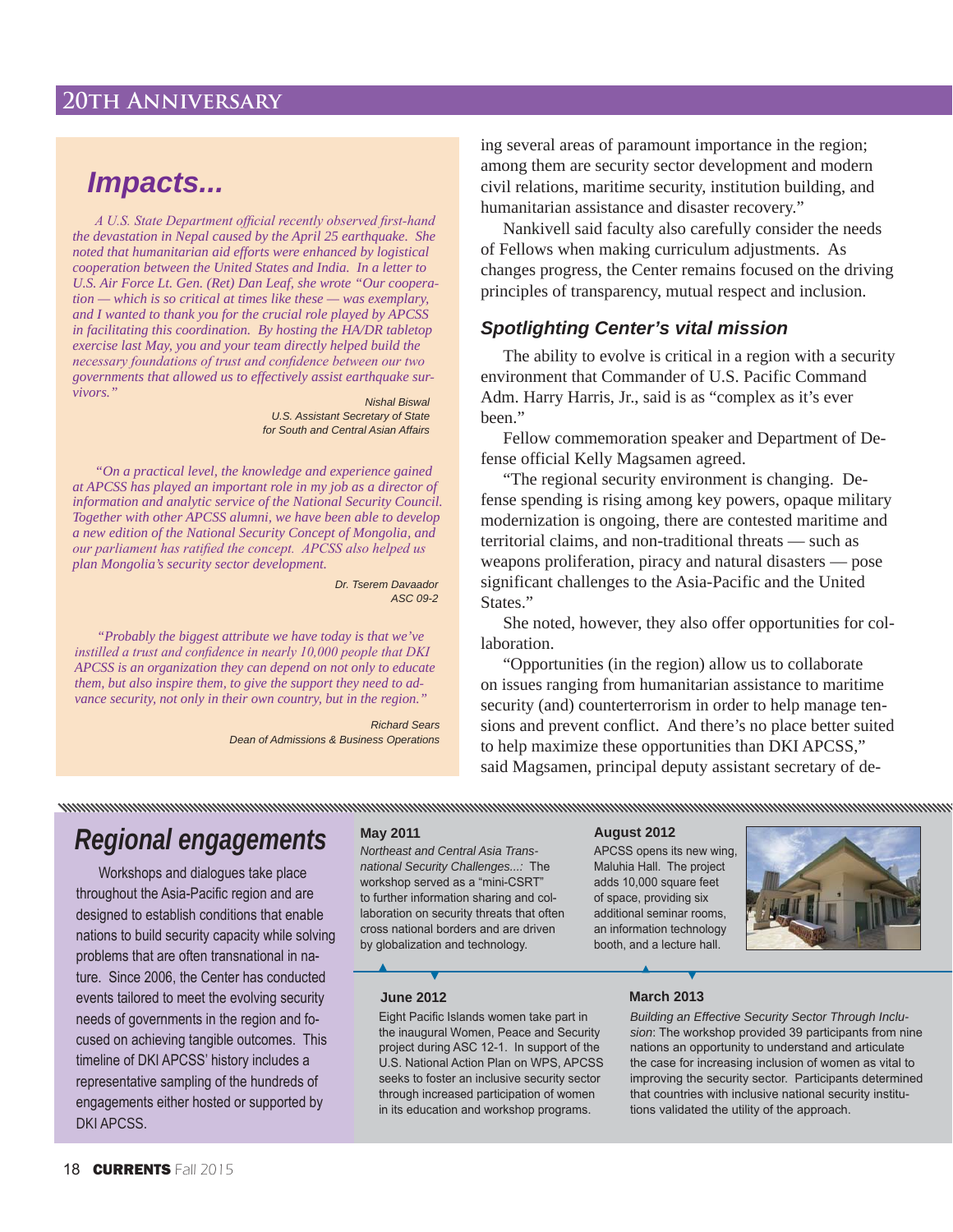## Impacts...

*A U.S. State Department official recently observed first-hand the devastation in Nepal caused by the April 25 earthquake. She noted that humanitarian aid efforts were enhanced by logistical cooperation between the United States and India. In a letter to U.S. Air Force Lt. Gen. (Ret) Dan Leaf, she wrote "Our cooperation — which is so critical at times like these — was exemplary, and I wanted to thank you for the crucial role played by APCSS in facilitating this coordination. By hosting the HA/DR tabletop exercise last May, you and your team directly helped build the necessary foundations of trust and confidence between our two governments that allowed us to effectively assist earthquake survivors."*

Nishal Biswal
U.S. Assistant Secretary of State
for South and Central Asian Affairs

*"On a practical level, the knowledge and experience gained at APCSS has played an important role in my job as a director of information and analytic service of the National Security Council. Together with other APCSS alumni, we have been able to develop a new edition of the National Security Concept of Mongolia, and our parliament has ratified the concept. APCSS also helped us plan Mongolia's security sector development.*

Dr. Tserem Davaador
ASC 09-2

*"Probably the biggest attribute we have today is that we've instilled a trust and confidence in nearly 10,000 people that DKI APCSS is an organization they can depend on not only to educate them, but also inspire them, to give the support they need to advance security, not only in their own country, but in the region."*

Richard Sears
Dean of Admissions & Business Operations

ing several areas of paramount importance in the region; among them are security sector development and modern civil relations, maritime security, institution building, and humanitarian assistance and disaster recovery."

Nankivell said faculty also carefully consider the needs of Fellows when making curriculum adjustments. As changes progress, the Center remains focused on the driving principles of transparency, mutual respect and inclusion.

### Spotlighting Center's vital mission

The ability to evolve is critical in a region with a security environment that Commander of U.S. Pacific Command Adm. Harry Harris, Jr., said is as "complex as it's ever been."

Fellow commemoration speaker and Department of Defense official Kelly Magsamen agreed.

"The regional security environment is changing. Defense spending is rising among key powers, opaque military modernization is ongoing, there are contested maritime and territorial claims, and non-traditional threats — such as weapons proliferation, piracy and natural disasters — pose significant challenges to the Asia-Pacific and the United States."

She noted, however, they also offer opportunities for collaboration.

"Opportunities (in the region) allow us to collaborate on issues ranging from humanitarian assistance to maritime security (and) counterterrorism in order to help manage tensions and prevent conflict. And there's no place better suited to help maximize these opportunities than DKI APCSS," said Magsamen, principal deputy assistant secretary of de-

## Regional engagements

Workshops and dialogues take place throughout the Asia-Pacific region and are designed to establish conditions that enable nations to build security capacity while solving problems that are often transnational in nature. Since 2006, the Center has conducted events tailored to meet the evolving security needs of governments in the region and focused on achieving tangible outcomes. This timeline of DKI APCSS' history includes a representative sampling of the hundreds of engagements either hosted or supported by DKI APCSS.

**May 2011**

*Northeast and Central Asia Transnational Security Challenges...:* The workshop served as a "mini-CSRT" to further information sharing and collaboration on security threats that often cross national borders and are driven by globalization and technology.

**June 2012**

Eight Pacific Islands women take part in the inaugural Women, Peace and Security project during ASC 12-1. In support of the U.S. National Action Plan on WPS, APCSS seeks to foster an inclusive security sector through increased participation of women in its education and workshop programs.

**August 2012**

APCSS opens its new wing, Maluhia Hall. The project adds 10,000 square feet of space, providing six additional seminar rooms, an information technology booth, and a lecture hall.

**March 2013**

*Building an Effective Security Sector Through Inclusion*: The workshop provided 39 participants from nine nations an opportunity to understand and articulate the case for increasing inclusion of women as vital to improving the security sector. Participants determined that countries with inclusive national security institutions validated the utility of the approach.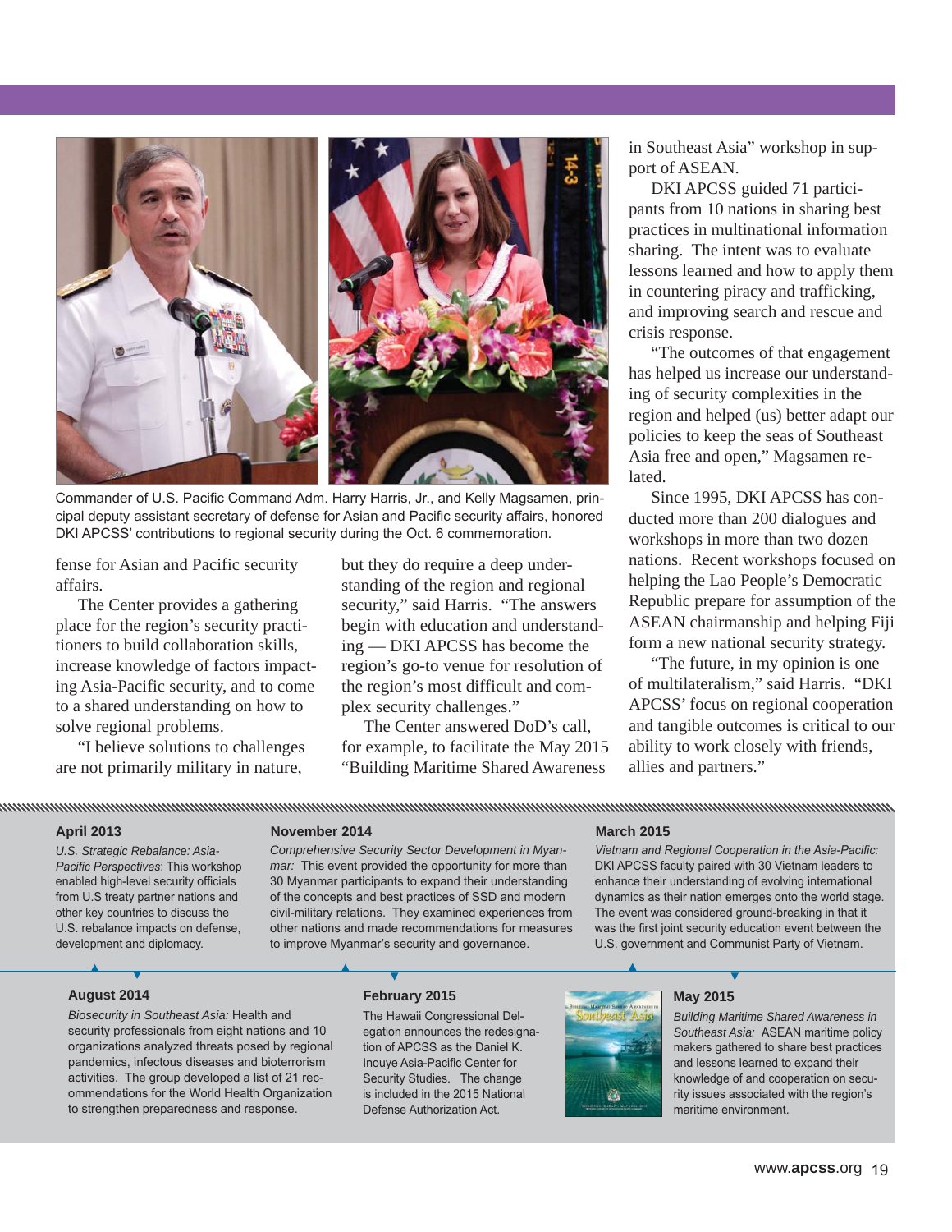Commander of U.S. Pacific Command Adm. Harry Harris, Jr., and Kelly Magsamen, principal deputy assistant secretary of defense for Asian and Pacific security affairs, honored DKI APCSS' contributions to regional security during the Oct. 6 commemoration.

fense for Asian and Pacific security affairs.

The Center provides a gathering place for the region's security practitioners to build collaboration skills, increase knowledge of factors impacting Asia-Pacific security, and to come to a shared understanding on how to solve regional problems.

"I believe solutions to challenges are not primarily military in nature, but they do require a deep understanding of the region and regional security," said Harris. "The answers begin with education and understanding — DKI APCSS has become the region's go-to venue for resolution of the region's most difficult and complex security challenges."

The Center answered DoD's call, for example, to facilitate the May 2015 "Building Maritime Shared Awareness in Southeast Asia" workshop in support of ASEAN.

DKI APCSS guided 71 participants from 10 nations in sharing best practices in multinational information sharing. The intent was to evaluate lessons learned and how to apply them in countering piracy and trafficking, and improving search and rescue and crisis response.

"The outcomes of that engagement has helped us increase our understanding of security complexities in the region and helped (us) better adapt our policies to keep the seas of Southeast Asia free and open," Magsamen related.

Since 1995, DKI APCSS has conducted more than 200 dialogues and workshops in more than two dozen nations. Recent workshops focused on helping the Lao People's Democratic Republic prepare for assumption of the ASEAN chairmanship and helping Fiji form a new national security strategy.

"The future, in my opinion is one of multilateralism," said Harris. "DKI APCSS' focus on regional cooperation and tangible outcomes is critical to our ability to work closely with friends, allies and partners."

**April 2013**

*U.S. Strategic Rebalance: Asia-Pacific Perspectives*: This workshop enabled high-level security officials from U.S treaty partner nations and other key countries to discuss the U.S. rebalance impacts on defense, development and diplomacy.

**August 2014**

*Biosecurity in Southeast Asia:* Health and security professionals from eight nations and 10 organizations analyzed threats posed by regional pandemics, infectous diseases and bioterrorism activities. The group developed a list of 21 recommendations for the World Health Organization to strengthen preparedness and response.

**November 2014**

*Comprehensive Security Sector Development in Myanmar:* This event provided the opportunity for more than 30 Myanmar participants to expand their understanding of the concepts and best practices of SSD and modern civil-military relations. They examined experiences from other nations and made recommendations for measures to improve Myanmar's security and governance.

**February 2015**

The Hawaii Congressional Delegation announces the redesignation of APCSS as the Daniel K. Inouye Asia-Pacific Center for Security Studies. The change is included in the 2015 National Defense Authorization Act.

**March 2015**

*Vietnam and Regional Cooperation in the Asia-Pacific:* DKI APCSS faculty paired with 30 Vietnam leaders to enhance their understanding of evolving international dynamics as their nation emerges onto the world stage. The event was considered ground-breaking in that it was the first joint security education event between the U.S. government and Communist Party of Vietnam.

**May 2015**

*Building Maritime Shared Awareness in Southeast Asia:* ASEAN maritime policy makers gathered to share best practices and lessons learned to expand their knowledge of and cooperation on security issues associated with the region's maritime environment.